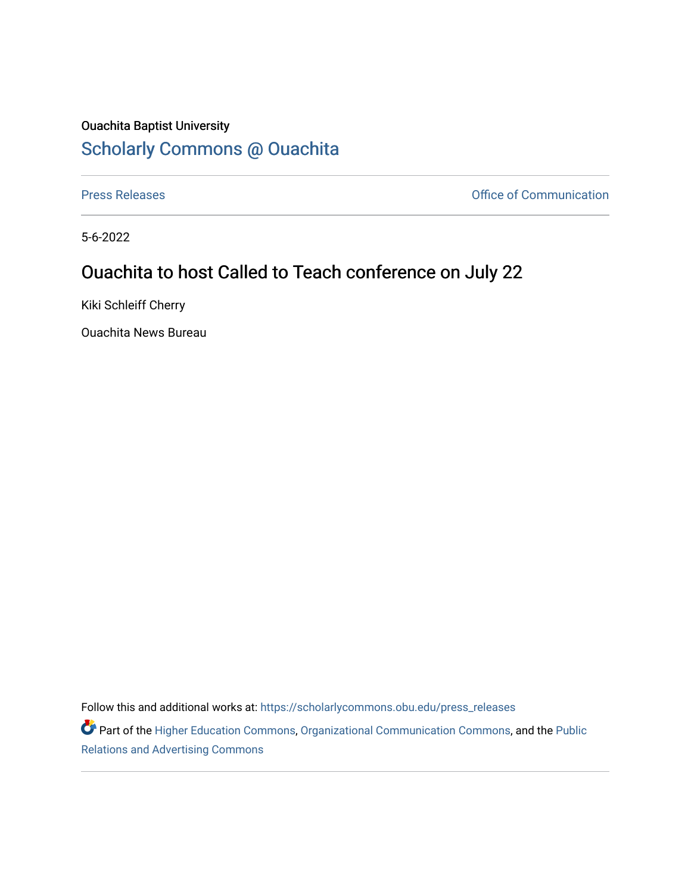Ouachita Baptist University

# Scholarly Commons @ Ouachita

Press Releases | Office of Communication

5-6-2022

## Ouachita to host Called to Teach conference on July 22

Kiki Schleiff Cherry

Ouachita News Bureau

Follow this and additional works at: https://scholarlycommons.obu.edu/press_releases

Part of the Higher Education Commons, Organizational Communication Commons, and the Public Relations and Advertising Commons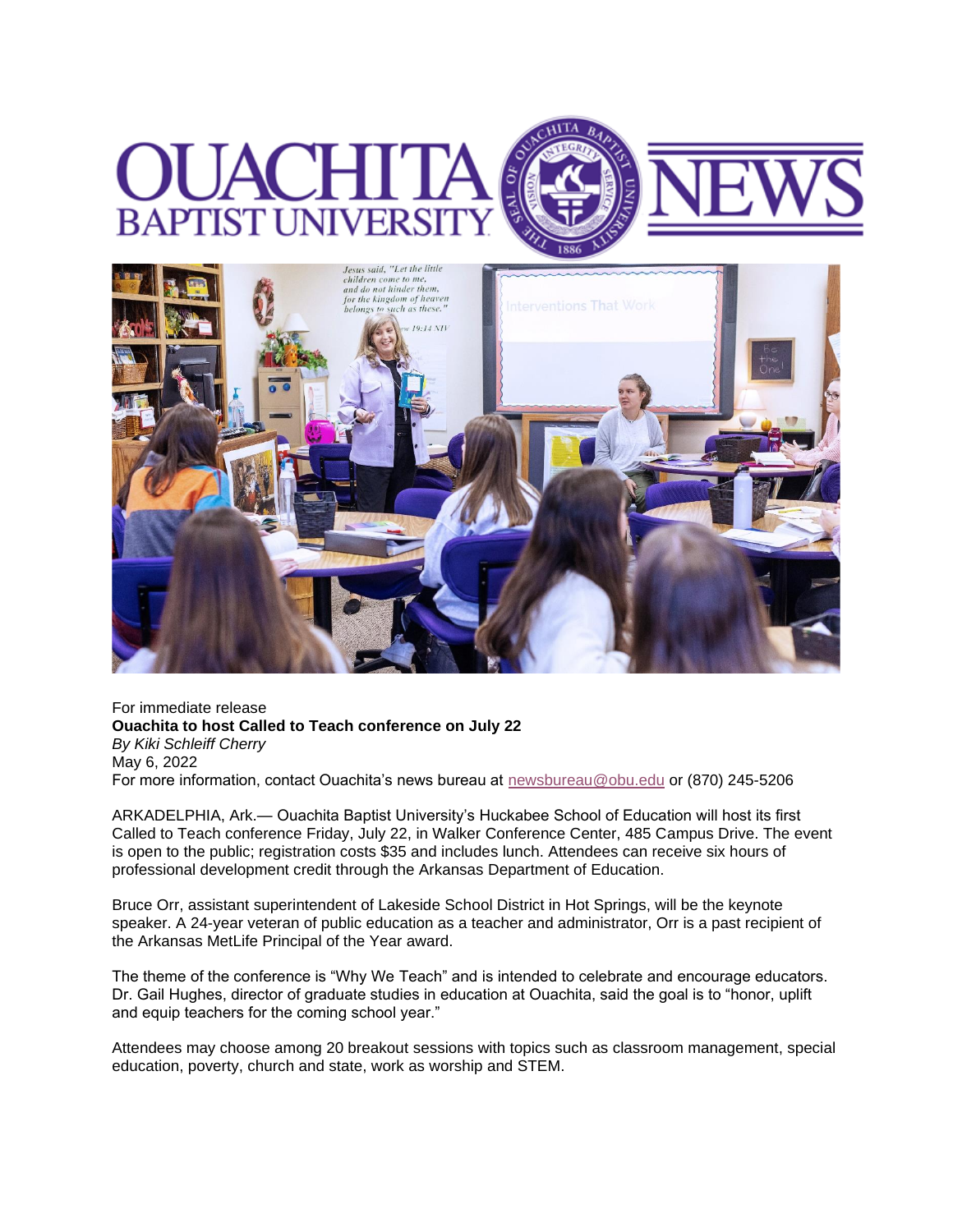For immediate release

**Ouachita to host Called to Teach conference on July 22**

*By Kiki Schleiff Cherry*

May 6, 2022

For more information, contact Ouachita's news bureau at newsbureau@obu.edu or (870) 245-5206

ARKADELPHIA, Ark.— Ouachita Baptist University's Huckabee School of Education will host its first Called to Teach conference Friday, July 22, in Walker Conference Center, 485 Campus Drive. The event is open to the public; registration costs $35 and includes lunch. Attendees can receive six hours of professional development credit through the Arkansas Department of Education.

Bruce Orr, assistant superintendent of Lakeside School District in Hot Springs, will be the keynote speaker. A 24-year veteran of public education as a teacher and administrator, Orr is a past recipient of the Arkansas MetLife Principal of the Year award.

The theme of the conference is "Why We Teach" and is intended to celebrate and encourage educators. Dr. Gail Hughes, director of graduate studies in education at Ouachita, said the goal is to "honor, uplift and equip teachers for the coming school year."

Attendees may choose among 20 breakout sessions with topics such as classroom management, special education, poverty, church and state, work as worship and STEM.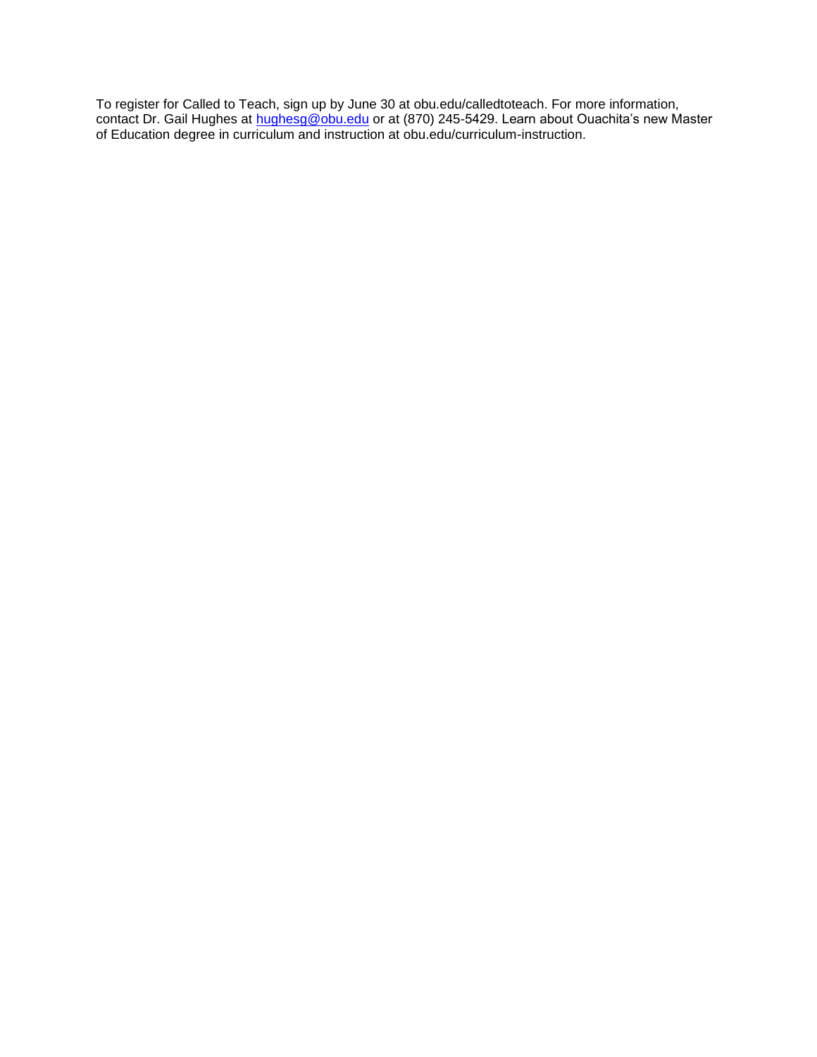To register for Called to Teach, sign up by June 30 at obu.edu/calledtoteach. For more information, contact Dr. Gail Hughes at hughesg@obu.edu or at (870) 245-5429. Learn about Ouachita's new Master of Education degree in curriculum and instruction at obu.edu/curriculum-instruction.